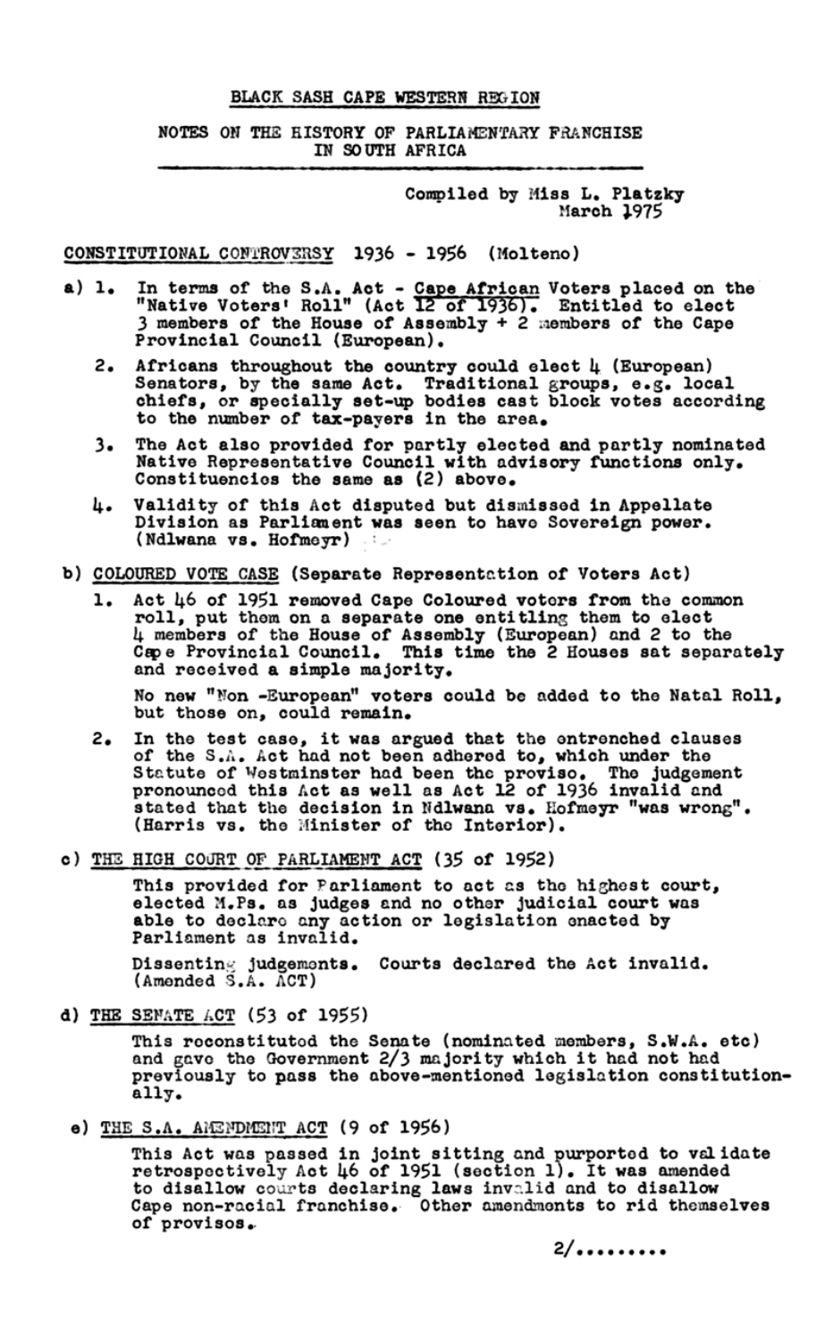# BLACK SASH CAPE WESTERN REGION

## NOTES ON THE HISTORY OF PARLIAMENTARY FRANCHISE IN SOUTH AFRICA

Compiled by Miss L. Platzky
March 1975

### CONSTITUTIONAL CONTROVERSY 1936 - 1956 (Molteno)

a)

1. In terms of the S.A. Act - Cape African Voters placed on the "Native Voters' Roll" (Act 12 of 1936). Entitled to elect 3 members of the House of Assembly + 2 members of the Cape Provincial Council (European).
2. Africans throughout the country could elect 4 (European) Senators, by the same Act. Traditional groups, e.g. local chiefs, or specially set-up bodies cast block votes according to the number of tax-payers in the area.
3. The Act also provided for partly elected and partly nominated Native Representative Council with advisory functions only. Constituencies the same as (2) above.
4. Validity of this Act disputed but dismissed in Appellate Division as Parliament was seen to have Sovereign power. (Ndlwana vs. Hofmeyr)

b) COLOURED VOTE CASE (Separate Representation of Voters Act)

1. Act 46 of 1951 removed Cape Coloured voters from the common roll, put them on a separate one entitling them to elect 4 members of the House of Assembly (European) and 2 to the Cape Provincial Council. This time the 2 Houses sat separately and received a simple majority.

   No new "Non -European" voters could be added to the Natal Roll, but those on, could remain.
2. In the test case, it was argued that the entrenched clauses of the S.A. Act had not been adhered to, which under the Statute of Westminster had been the proviso. The judgement pronounced this Act as well as Act 12 of 1936 invalid and stated that the decision in Ndlwana vs. Hofmeyr "was wrong". (Harris vs. the Minister of the Interior).

c) THE HIGH COURT OF PARLIAMENT ACT (35 of 1952)

This provided for Parliament to act as the highest court, elected M.Ps. as judges and no other judicial court was able to declare any action or legislation enacted by Parliament as invalid.

Dissenting judgements. Courts declared the Act invalid. (Amended S.A. ACT)

d) THE SENATE ACT (53 of 1955)

This reconstituted the Senate (nominated members, S.W.A. etc) and gave the Government 2/3 majority which it had not had previously to pass the above-mentioned legislation constitutionally.

e) THE S.A. AMENDMENT ACT (9 of 1956)

This Act was passed in joint sitting and purported to validate retrospectively Act 46 of 1951 (section 1). It was amended to disallow courts declaring laws invalid and to disallow Cape non-racial franchise. Other amendments to rid themselves of provisos.

2/.........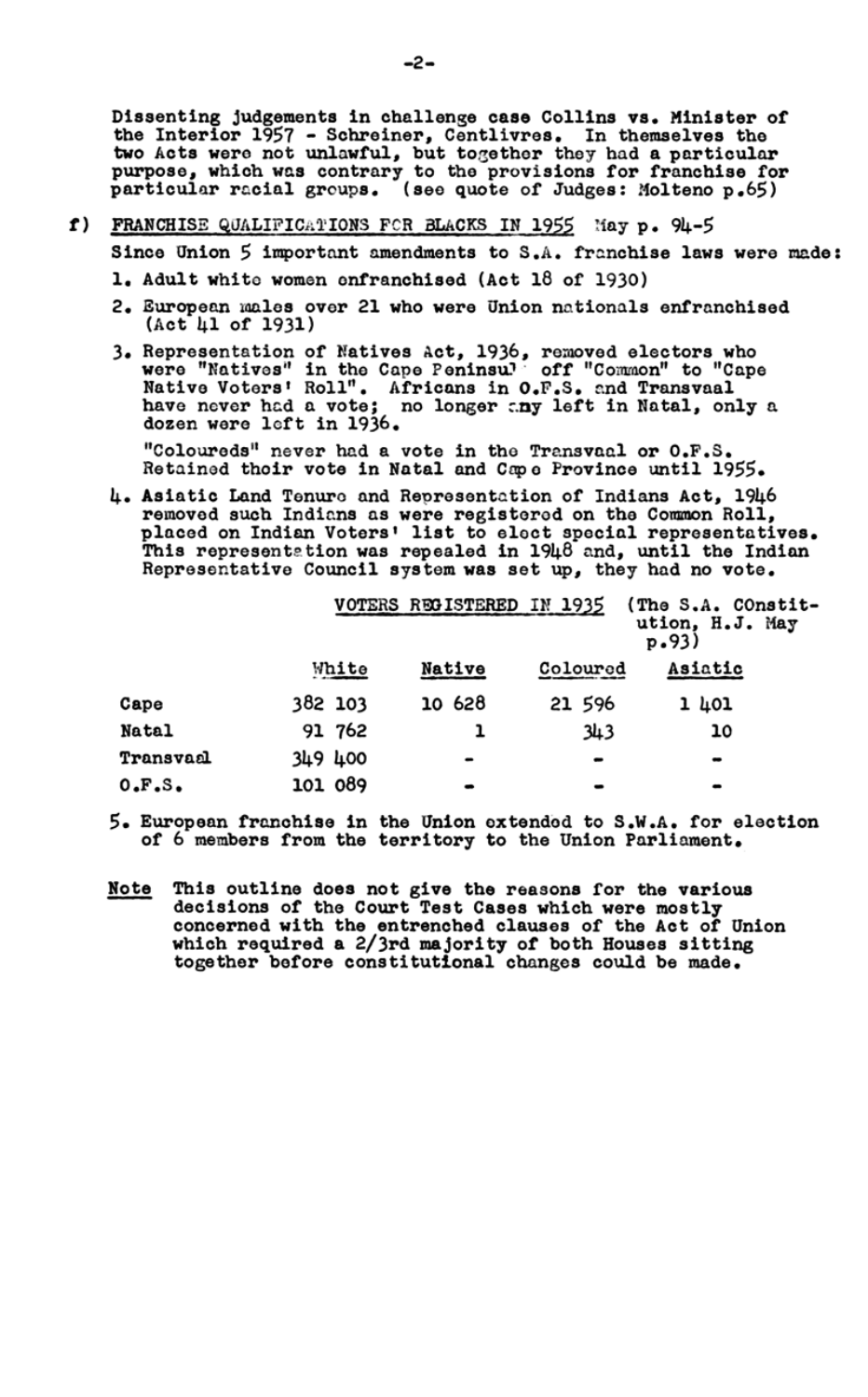Dissenting judgements in challenge case Collins vs. Minister of the Interior 1957 - Schreiner, Centlivres. In themselves the two Acts were not unlawful, but together they had a particular purpose, which was contrary to the provisions for franchise for particular racial groups. (see quote of Judges: Molteno p.65)

f) FRANCHISE QUALIFICATIONS FOR BLACKS IN 1955 May p. 94-5

Since Union 5 important amendments to S.A. franchise laws were made:

1. Adult white women enfranchised (Act 18 of 1930)
2. European males over 21 who were Union nationals enfranchised (Act 41 of 1931)
3. Representation of Natives Act, 1936, removed electors who were "Natives" in the Cape Peninsula off "Common" to "Cape Native Voters' Roll". Africans in O.F.S. and Transvaal have never had a vote; no longer any left in Natal, only a dozen were left in 1936.

   "Coloureds" never had a vote in the Transvaal or O.F.S. Retained their vote in Natal and Cape Province until 1955.
4. Asiatic Land Tenure and Representation of Indians Act, 1946 removed such Indians as were registered on the Common Roll, placed on Indian Voters' list to elect special representatives. This representation was repealed in 1948 and, until the Indian Representative Council system was set up, they had no vote.

VOTERS REGISTERED IN 1935 (The S.A. Constitution, H.J. May p.93)

| | White | Native | Coloured | Asiatic |
|---|---|---|---|---|
| Cape | 382 103 | 10 628 | 21 596 | 1 401 |
| Natal | 91 762 | 1 | 343 | 10 |
| Transvaal | 349 400 | - | - | - |
| O.F.S. | 101 089 | - | - | - |

5. European franchise in the Union extended to S.W.A. for election of 6 members from the territory to the Union Parliament.

Note This outline does not give the reasons for the various decisions of the Court Test Cases which were mostly concerned with the entrenched clauses of the Act of Union which required a 2/3rd majority of both Houses sitting together before constitutional changes could be made.